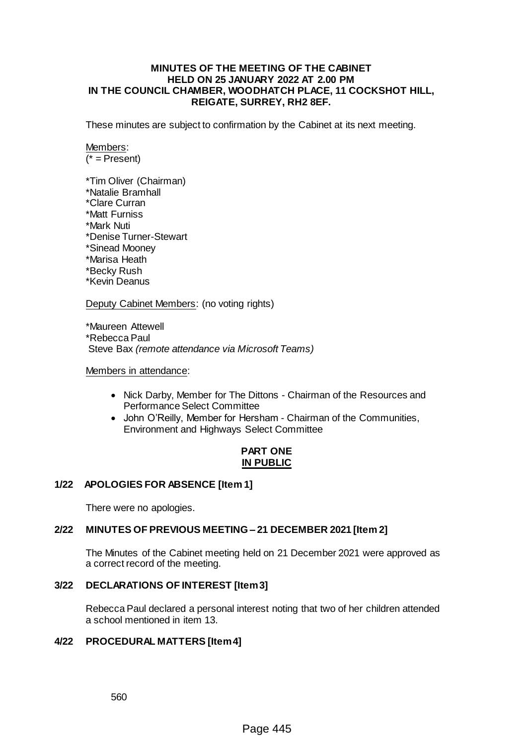# MINUTES OF THE MEETING OF THE CABINET HELD ON 25 JANUARY 2022 AT 2.00 PM IN THE COUNCIL CHAMBER, WOODHATCH PLACE, 11 COCKSHOT HILL, REIGATE, SURREY, RH2 8EF.

These minutes are subject to confirmation by the Cabinet at its next meeting.

Members:
(* = Present)

*Tim Oliver (Chairman)
*Natalie Bramhall
*Clare Curran
*Matt Furniss
*Mark Nuti
*Denise Turner-Stewart
*Sinead Mooney
*Marisa Heath
*Becky Rush
*Kevin Deanus

Deputy Cabinet Members: (no voting rights)

*Maureen Attewell
*Rebecca Paul
Steve Bax *(remote attendance via Microsoft Teams)*

Members in attendance:

- Nick Darby, Member for The Dittons - Chairman of the Resources and Performance Select Committee
- John O'Reilly, Member for Hersham - Chairman of the Communities, Environment and Highways Select Committee

**PART ONE**
**IN PUBLIC**

## 1/22 APOLOGIES FOR ABSENCE [Item 1]

There were no apologies.

## 2/22 MINUTES OF PREVIOUS MEETING – 21 DECEMBER 2021 [Item 2]

The Minutes of the Cabinet meeting held on 21 December 2021 were approved as a correct record of the meeting.

## 3/22 DECLARATIONS OF INTEREST [Item 3]

Rebecca Paul declared a personal interest noting that two of her children attended a school mentioned in item 13.

## 4/22 PROCEDURAL MATTERS [Item 4]

560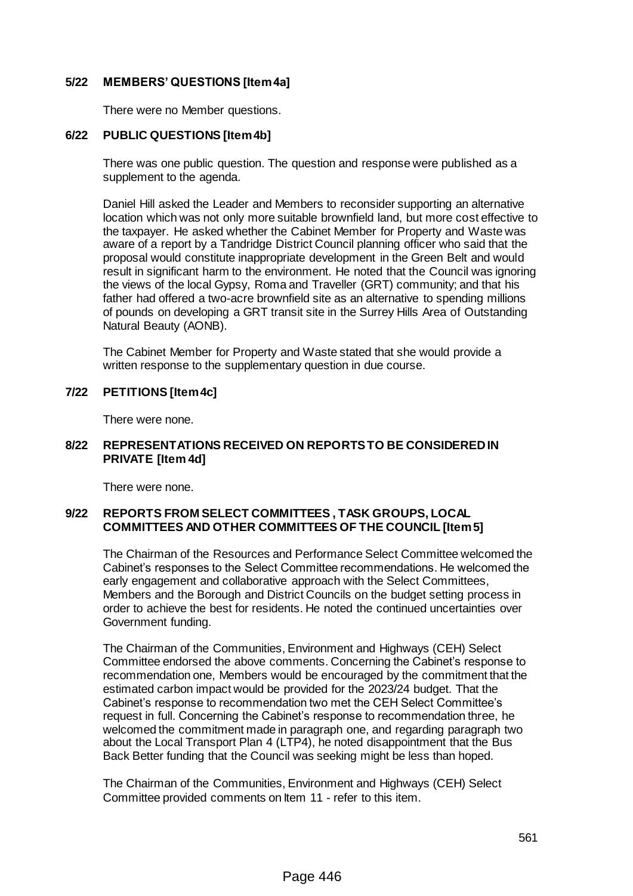### 5/22 MEMBERS' QUESTIONS [Item 4a]

There were no Member questions.

### 6/22 PUBLIC QUESTIONS [Item 4b]

There was one public question. The question and response were published as a supplement to the agenda.

Daniel Hill asked the Leader and Members to reconsider supporting an alternative location which was not only more suitable brownfield land, but more cost effective to the taxpayer. He asked whether the Cabinet Member for Property and Waste was aware of a report by a Tandridge District Council planning officer who said that the proposal would constitute inappropriate development in the Green Belt and would result in significant harm to the environment. He noted that the Council was ignoring the views of the local Gypsy, Roma and Traveller (GRT) community; and that his father had offered a two-acre brownfield site as an alternative to spending millions of pounds on developing a GRT transit site in the Surrey Hills Area of Outstanding Natural Beauty (AONB).

The Cabinet Member for Property and Waste stated that she would provide a written response to the supplementary question in due course.

### 7/22 PETITIONS [Item 4c]

There were none.

### 8/22 REPRESENTATIONS RECEIVED ON REPORTS TO BE CONSIDERED IN PRIVATE [Item 4d]

There were none.

### 9/22 REPORTS FROM SELECT COMMITTEES, TASK GROUPS, LOCAL COMMITTEES AND OTHER COMMITTEES OF THE COUNCIL [Item 5]

The Chairman of the Resources and Performance Select Committee welcomed the Cabinet's responses to the Select Committee recommendations. He welcomed the early engagement and collaborative approach with the Select Committees, Members and the Borough and District Councils on the budget setting process in order to achieve the best for residents. He noted the continued uncertainties over Government funding.

The Chairman of the Communities, Environment and Highways (CEH) Select Committee endorsed the above comments. Concerning the Cabinet's response to recommendation one, Members would be encouraged by the commitment that the estimated carbon impact would be provided for the 2023/24 budget. That the Cabinet's response to recommendation two met the CEH Select Committee's request in full. Concerning the Cabinet's response to recommendation three, he welcomed the commitment made in paragraph one, and regarding paragraph two about the Local Transport Plan 4 (LTP4), he noted disappointment that the Bus Back Better funding that the Council was seeking might be less than hoped.

The Chairman of the Communities, Environment and Highways (CEH) Select Committee provided comments on Item 11 - refer to this item.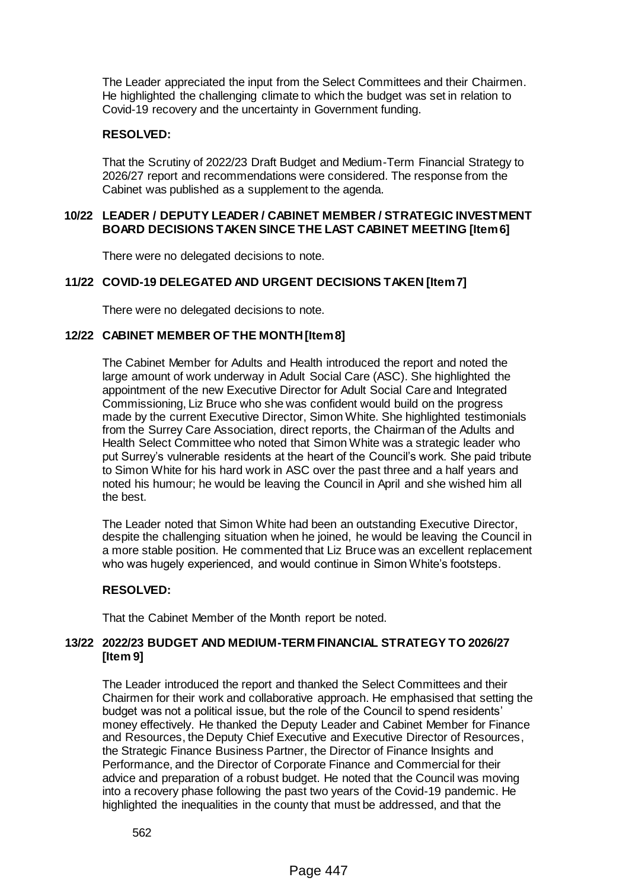The Leader appreciated the input from the Select Committees and their Chairmen. He highlighted the challenging climate to which the budget was set in relation to Covid-19 recovery and the uncertainty in Government funding.

**RESOLVED:**

That the Scrutiny of 2022/23 Draft Budget and Medium-Term Financial Strategy to 2026/27 report and recommendations were considered. The response from the Cabinet was published as a supplement to the agenda.

### 10/22 LEADER / DEPUTY LEADER / CABINET MEMBER / STRATEGIC INVESTMENT BOARD DECISIONS TAKEN SINCE THE LAST CABINET MEETING [Item 6]

There were no delegated decisions to note.

### 11/22 COVID-19 DELEGATED AND URGENT DECISIONS TAKEN [Item 7]

There were no delegated decisions to note.

### 12/22 CABINET MEMBER OF THE MONTH [Item 8]

The Cabinet Member for Adults and Health introduced the report and noted the large amount of work underway in Adult Social Care (ASC). She highlighted the appointment of the new Executive Director for Adult Social Care and Integrated Commissioning, Liz Bruce who she was confident would build on the progress made by the current Executive Director, Simon White. She highlighted testimonials from the Surrey Care Association, direct reports, the Chairman of the Adults and Health Select Committee who noted that Simon White was a strategic leader who put Surrey's vulnerable residents at the heart of the Council's work. She paid tribute to Simon White for his hard work in ASC over the past three and a half years and noted his humour; he would be leaving the Council in April and she wished him all the best.

The Leader noted that Simon White had been an outstanding Executive Director, despite the challenging situation when he joined, he would be leaving the Council in a more stable position. He commented that Liz Bruce was an excellent replacement who was hugely experienced, and would continue in Simon White's footsteps.

**RESOLVED:**

That the Cabinet Member of the Month report be noted.

### 13/22 2022/23 BUDGET AND MEDIUM-TERM FINANCIAL STRATEGY TO 2026/27 [Item 9]

The Leader introduced the report and thanked the Select Committees and their Chairmen for their work and collaborative approach. He emphasised that setting the budget was not a political issue, but the role of the Council to spend residents' money effectively. He thanked the Deputy Leader and Cabinet Member for Finance and Resources, the Deputy Chief Executive and Executive Director of Resources, the Strategic Finance Business Partner, the Director of Finance Insights and Performance, and the Director of Corporate Finance and Commercial for their advice and preparation of a robust budget. He noted that the Council was moving into a recovery phase following the past two years of the Covid-19 pandemic. He highlighted the inequalities in the county that must be addressed, and that the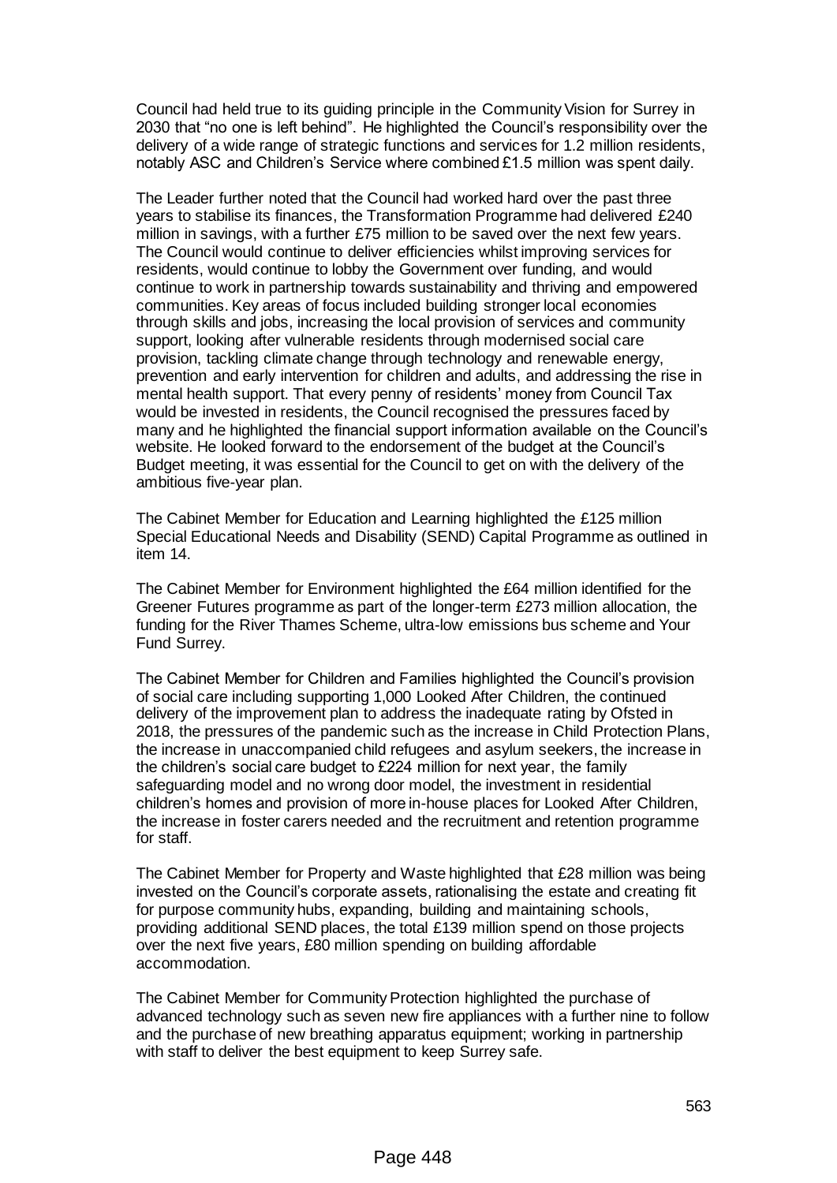Council had held true to its guiding principle in the Community Vision for Surrey in 2030 that "no one is left behind". He highlighted the Council's responsibility over the delivery of a wide range of strategic functions and services for 1.2 million residents, notably ASC and Children's Service where combined £1.5 million was spent daily.

The Leader further noted that the Council had worked hard over the past three years to stabilise its finances, the Transformation Programme had delivered £240 million in savings, with a further £75 million to be saved over the next few years. The Council would continue to deliver efficiencies whilst improving services for residents, would continue to lobby the Government over funding, and would continue to work in partnership towards sustainability and thriving and empowered communities. Key areas of focus included building stronger local economies through skills and jobs, increasing the local provision of services and community support, looking after vulnerable residents through modernised social care provision, tackling climate change through technology and renewable energy, prevention and early intervention for children and adults, and addressing the rise in mental health support. That every penny of residents' money from Council Tax would be invested in residents, the Council recognised the pressures faced by many and he highlighted the financial support information available on the Council's website. He looked forward to the endorsement of the budget at the Council's Budget meeting, it was essential for the Council to get on with the delivery of the ambitious five-year plan.

The Cabinet Member for Education and Learning highlighted the £125 million Special Educational Needs and Disability (SEND) Capital Programme as outlined in item 14.

The Cabinet Member for Environment highlighted the £64 million identified for the Greener Futures programme as part of the longer-term £273 million allocation, the funding for the River Thames Scheme, ultra-low emissions bus scheme and Your Fund Surrey.

The Cabinet Member for Children and Families highlighted the Council's provision of social care including supporting 1,000 Looked After Children, the continued delivery of the improvement plan to address the inadequate rating by Ofsted in 2018, the pressures of the pandemic such as the increase in Child Protection Plans, the increase in unaccompanied child refugees and asylum seekers, the increase in the children's social care budget to £224 million for next year, the family safeguarding model and no wrong door model, the investment in residential children's homes and provision of more in-house places for Looked After Children, the increase in foster carers needed and the recruitment and retention programme for staff.

The Cabinet Member for Property and Waste highlighted that £28 million was being invested on the Council's corporate assets, rationalising the estate and creating fit for purpose community hubs, expanding, building and maintaining schools, providing additional SEND places, the total £139 million spend on those projects over the next five years, £80 million spending on building affordable accommodation.

The Cabinet Member for Community Protection highlighted the purchase of advanced technology such as seven new fire appliances with a further nine to follow and the purchase of new breathing apparatus equipment; working in partnership with staff to deliver the best equipment to keep Surrey safe.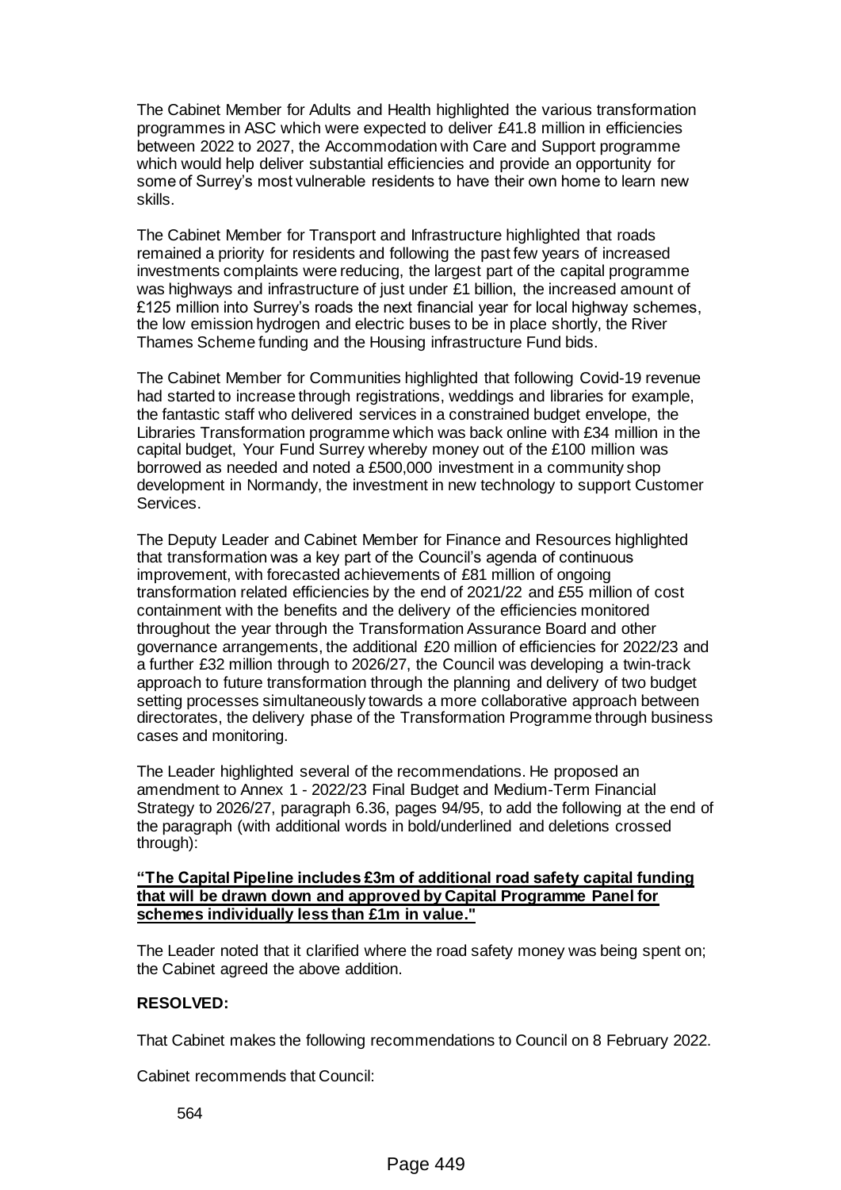The Cabinet Member for Adults and Health highlighted the various transformation programmes in ASC which were expected to deliver £41.8 million in efficiencies between 2022 to 2027, the Accommodation with Care and Support programme which would help deliver substantial efficiencies and provide an opportunity for some of Surrey's most vulnerable residents to have their own home to learn new skills.

The Cabinet Member for Transport and Infrastructure highlighted that roads remained a priority for residents and following the past few years of increased investments complaints were reducing, the largest part of the capital programme was highways and infrastructure of just under £1 billion, the increased amount of £125 million into Surrey's roads the next financial year for local highway schemes, the low emission hydrogen and electric buses to be in place shortly, the River Thames Scheme funding and the Housing infrastructure Fund bids.

The Cabinet Member for Communities highlighted that following Covid-19 revenue had started to increase through registrations, weddings and libraries for example, the fantastic staff who delivered services in a constrained budget envelope, the Libraries Transformation programme which was back online with £34 million in the capital budget, Your Fund Surrey whereby money out of the £100 million was borrowed as needed and noted a £500,000 investment in a community shop development in Normandy, the investment in new technology to support Customer Services.

The Deputy Leader and Cabinet Member for Finance and Resources highlighted that transformation was a key part of the Council's agenda of continuous improvement, with forecasted achievements of £81 million of ongoing transformation related efficiencies by the end of 2021/22 and £55 million of cost containment with the benefits and the delivery of the efficiencies monitored throughout the year through the Transformation Assurance Board and other governance arrangements, the additional £20 million of efficiencies for 2022/23 and a further £32 million through to 2026/27, the Council was developing a twin-track approach to future transformation through the planning and delivery of two budget setting processes simultaneously towards a more collaborative approach between directorates, the delivery phase of the Transformation Programme through business cases and monitoring.

The Leader highlighted several of the recommendations. He proposed an amendment to Annex 1 - 2022/23 Final Budget and Medium-Term Financial Strategy to 2026/27, paragraph 6.36, pages 94/95, to add the following at the end of the paragraph (with additional words in bold/underlined and deletions crossed through):

**"The Capital Pipeline includes £3m of additional road safety capital funding that will be drawn down and approved by Capital Programme Panel for schemes individually less than £1m in value."**

The Leader noted that it clarified where the road safety money was being spent on; the Cabinet agreed the above addition.

**RESOLVED:**

That Cabinet makes the following recommendations to Council on 8 February 2022.

Cabinet recommends that Council: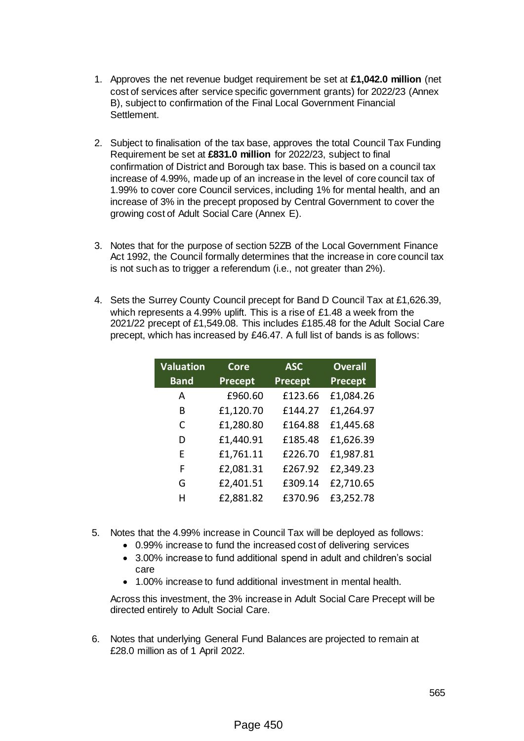1. Approves the net revenue budget requirement be set at **£1,042.0 million** (net cost of services after service specific government grants) for 2022/23 (Annex B), subject to confirmation of the Final Local Government Financial Settlement.

2. Subject to finalisation of the tax base, approves the total Council Tax Funding Requirement be set at **£831.0 million** for 2022/23, subject to final confirmation of District and Borough tax base. This is based on a council tax increase of 4.99%, made up of an increase in the level of core council tax of 1.99% to cover core Council services, including 1% for mental health, and an increase of 3% in the precept proposed by Central Government to cover the growing cost of Adult Social Care (Annex E).

3. Notes that for the purpose of section 52ZB of the Local Government Finance Act 1992, the Council formally determines that the increase in core council tax is not such as to trigger a referendum (i.e., not greater than 2%).

4. Sets the Surrey County Council precept for Band D Council Tax at £1,626.39, which represents a 4.99% uplift. This is a rise of £1.48 a week from the 2021/22 precept of £1,549.08. This includes £185.48 for the Adult Social Care precept, which has increased by £46.47. A full list of bands is as follows:

| Valuation Band | Core Precept | ASC Precept | Overall Precept |
|---|---|---|---|
| A | £960.60 | £123.66 | £1,084.26 |
| B | £1,120.70 | £144.27 | £1,264.97 |
| C | £1,280.80 | £164.88 | £1,445.68 |
| D | £1,440.91 | £185.48 | £1,626.39 |
| E | £1,761.11 | £226.70 | £1,987.81 |
| F | £2,081.31 | £267.92 | £2,349.23 |
| G | £2,401.51 | £309.14 | £2,710.65 |
| H | £2,881.82 | £370.96 | £3,252.78 |

5. Notes that the 4.99% increase in Council Tax will be deployed as follows:
   - 0.99% increase to fund the increased cost of delivering services
   - 3.00% increase to fund additional spend in adult and children's social care
   - 1.00% increase to fund additional investment in mental health.

   Across this investment, the 3% increase in Adult Social Care Precept will be directed entirely to Adult Social Care.

6. Notes that underlying General Fund Balances are projected to remain at £28.0 million as of 1 April 2022.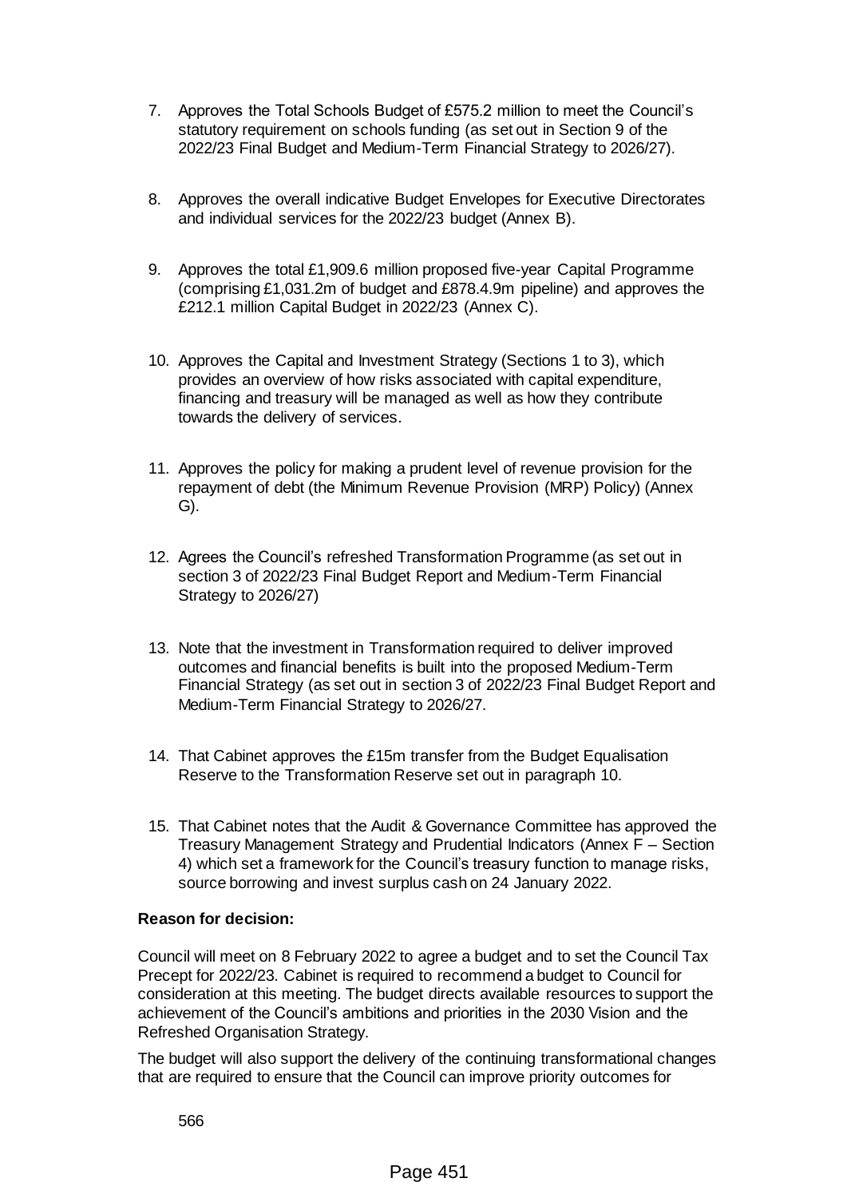7. Approves the Total Schools Budget of £575.2 million to meet the Council's statutory requirement on schools funding (as set out in Section 9 of the 2022/23 Final Budget and Medium-Term Financial Strategy to 2026/27).

8. Approves the overall indicative Budget Envelopes for Executive Directorates and individual services for the 2022/23 budget (Annex B).

9. Approves the total £1,909.6 million proposed five-year Capital Programme (comprising £1,031.2m of budget and £878.4.9m pipeline) and approves the £212.1 million Capital Budget in 2022/23 (Annex C).

10. Approves the Capital and Investment Strategy (Sections 1 to 3), which provides an overview of how risks associated with capital expenditure, financing and treasury will be managed as well as how they contribute towards the delivery of services.

11. Approves the policy for making a prudent level of revenue provision for the repayment of debt (the Minimum Revenue Provision (MRP) Policy) (Annex G).

12. Agrees the Council's refreshed Transformation Programme (as set out in section 3 of 2022/23 Final Budget Report and Medium-Term Financial Strategy to 2026/27)

13. Note that the investment in Transformation required to deliver improved outcomes and financial benefits is built into the proposed Medium-Term Financial Strategy (as set out in section 3 of 2022/23 Final Budget Report and Medium-Term Financial Strategy to 2026/27.

14. That Cabinet approves the £15m transfer from the Budget Equalisation Reserve to the Transformation Reserve set out in paragraph 10.

15. That Cabinet notes that the Audit & Governance Committee has approved the Treasury Management Strategy and Prudential Indicators (Annex F – Section 4) which set a framework for the Council's treasury function to manage risks, source borrowing and invest surplus cash on 24 January 2022.

**Reason for decision:**

Council will meet on 8 February 2022 to agree a budget and to set the Council Tax Precept for 2022/23. Cabinet is required to recommend a budget to Council for consideration at this meeting. The budget directs available resources to support the achievement of the Council's ambitions and priorities in the 2030 Vision and the Refreshed Organisation Strategy.

The budget will also support the delivery of the continuing transformational changes that are required to ensure that the Council can improve priority outcomes for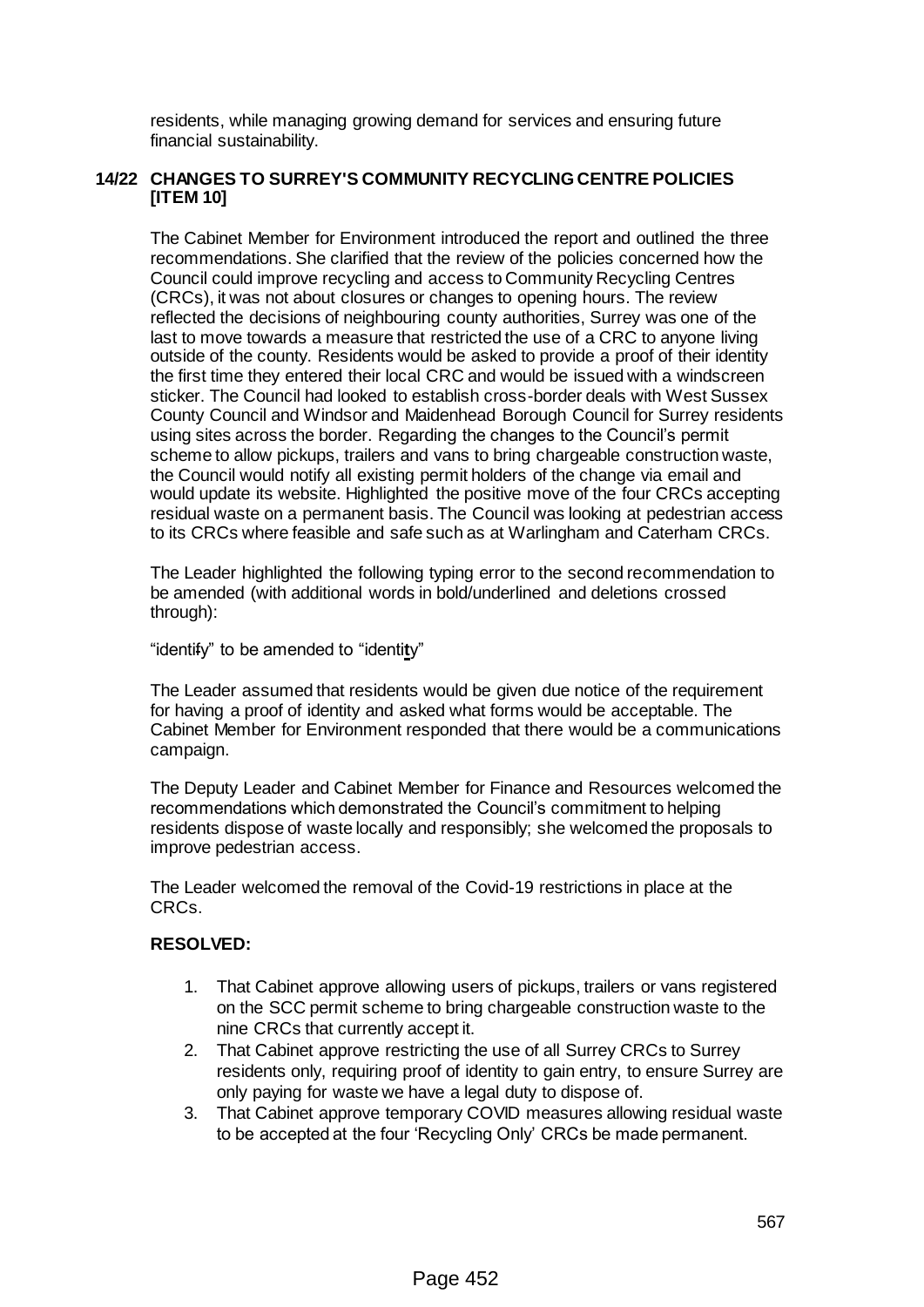residents, while managing growing demand for services and ensuring future financial sustainability.

## 14/22 CHANGES TO SURREY'S COMMUNITY RECYCLING CENTRE POLICIES [ITEM 10]

The Cabinet Member for Environment introduced the report and outlined the three recommendations. She clarified that the review of the policies concerned how the Council could improve recycling and access to Community Recycling Centres (CRCs), it was not about closures or changes to opening hours. The review reflected the decisions of neighbouring county authorities, Surrey was one of the last to move towards a measure that restricted the use of a CRC to anyone living outside of the county. Residents would be asked to provide a proof of their identity the first time they entered their local CRC and would be issued with a windscreen sticker. The Council had looked to establish cross-border deals with West Sussex County Council and Windsor and Maidenhead Borough Council for Surrey residents using sites across the border. Regarding the changes to the Council's permit scheme to allow pickups, trailers and vans to bring chargeable construction waste, the Council would notify all existing permit holders of the change via email and would update its website. Highlighted the positive move of the four CRCs accepting residual waste on a permanent basis. The Council was looking at pedestrian access to its CRCs where feasible and safe such as at Warlingham and Caterham CRCs.

The Leader highlighted the following typing error to the second recommendation to be amended (with additional words in bold/underlined and deletions crossed through):

"identi~~f~~y" to be amended to "identi**t**y"

The Leader assumed that residents would be given due notice of the requirement for having a proof of identity and asked what forms would be acceptable. The Cabinet Member for Environment responded that there would be a communications campaign.

The Deputy Leader and Cabinet Member for Finance and Resources welcomed the recommendations which demonstrated the Council's commitment to helping residents dispose of waste locally and responsibly; she welcomed the proposals to improve pedestrian access.

The Leader welcomed the removal of the Covid-19 restrictions in place at the CRCs.

**RESOLVED:**

1. That Cabinet approve allowing users of pickups, trailers or vans registered on the SCC permit scheme to bring chargeable construction waste to the nine CRCs that currently accept it.
2. That Cabinet approve restricting the use of all Surrey CRCs to Surrey residents only, requiring proof of identity to gain entry, to ensure Surrey are only paying for waste we have a legal duty to dispose of.
3. That Cabinet approve temporary COVID measures allowing residual waste to be accepted at the four 'Recycling Only' CRCs be made permanent.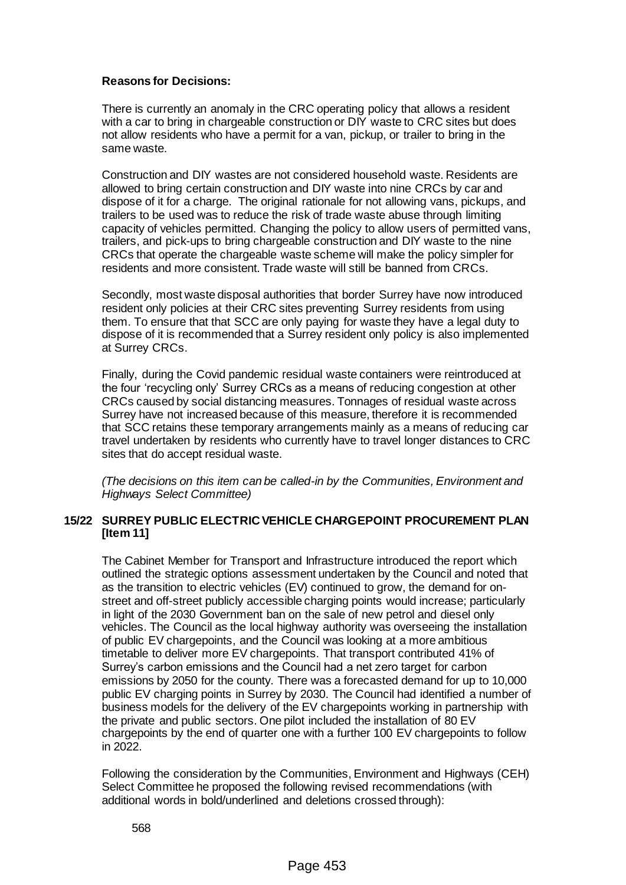**Reasons for Decisions:**

There is currently an anomaly in the CRC operating policy that allows a resident with a car to bring in chargeable construction or DIY waste to CRC sites but does not allow residents who have a permit for a van, pickup, or trailer to bring in the same waste.

Construction and DIY wastes are not considered household waste. Residents are allowed to bring certain construction and DIY waste into nine CRCs by car and dispose of it for a charge. The original rationale for not allowing vans, pickups, and trailers to be used was to reduce the risk of trade waste abuse through limiting capacity of vehicles permitted. Changing the policy to allow users of permitted vans, trailers, and pick-ups to bring chargeable construction and DIY waste to the nine CRCs that operate the chargeable waste scheme will make the policy simpler for residents and more consistent. Trade waste will still be banned from CRCs.

Secondly, most waste disposal authorities that border Surrey have now introduced resident only policies at their CRC sites preventing Surrey residents from using them. To ensure that that SCC are only paying for waste they have a legal duty to dispose of it is recommended that a Surrey resident only policy is also implemented at Surrey CRCs.

Finally, during the Covid pandemic residual waste containers were reintroduced at the four 'recycling only' Surrey CRCs as a means of reducing congestion at other CRCs caused by social distancing measures. Tonnages of residual waste across Surrey have not increased because of this measure, therefore it is recommended that SCC retains these temporary arrangements mainly as a means of reducing car travel undertaken by residents who currently have to travel longer distances to CRC sites that do accept residual waste.

*(The decisions on this item can be called-in by the Communities, Environment and Highways Select Committee)*

## 15/22 SURREY PUBLIC ELECTRIC VEHICLE CHARGEPOINT PROCUREMENT PLAN [Item 11]

The Cabinet Member for Transport and Infrastructure introduced the report which outlined the strategic options assessment undertaken by the Council and noted that as the transition to electric vehicles (EV) continued to grow, the demand for on-street and off-street publicly accessible charging points would increase; particularly in light of the 2030 Government ban on the sale of new petrol and diesel only vehicles. The Council as the local highway authority was overseeing the installation of public EV chargepoints, and the Council was looking at a more ambitious timetable to deliver more EV chargepoints. That transport contributed 41% of Surrey's carbon emissions and the Council had a net zero target for carbon emissions by 2050 for the county. There was a forecasted demand for up to 10,000 public EV charging points in Surrey by 2030. The Council had identified a number of business models for the delivery of the EV chargepoints working in partnership with the private and public sectors. One pilot included the installation of 80 EV chargepoints by the end of quarter one with a further 100 EV chargepoints to follow in 2022.

Following the consideration by the Communities, Environment and Highways (CEH) Select Committee he proposed the following revised recommendations (with additional words in bold/underlined and deletions crossed through):

568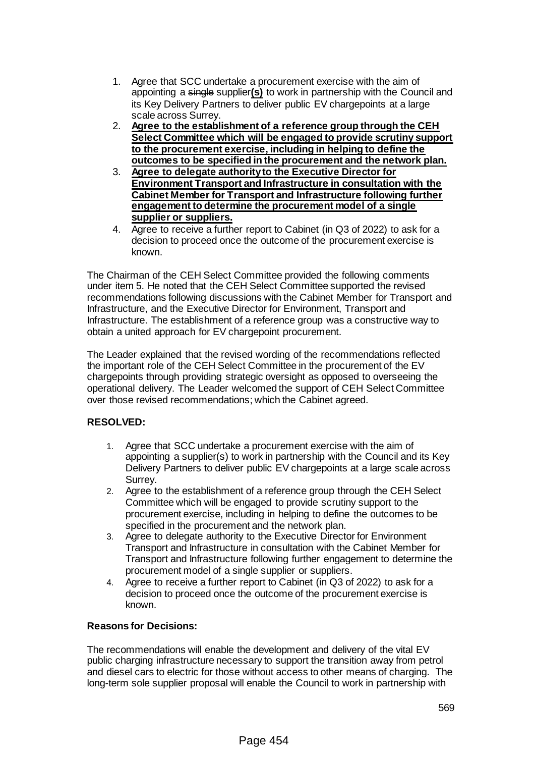1. Agree that SCC undertake a procurement exercise with the aim of appointing a ~~single~~ supplier**(s)** to work in partnership with the Council and its Key Delivery Partners to deliver public EV chargepoints at a large scale across Surrey.
2. **Agree to the establishment of a reference group through the CEH Select Committee which will be engaged to provide scrutiny support to the procurement exercise, including in helping to define the outcomes to be specified in the procurement and the network plan.**
3. **Agree to delegate authority to the Executive Director for Environment Transport and Infrastructure in consultation with the Cabinet Member for Transport and Infrastructure following further engagement to determine the procurement model of a single supplier or suppliers.**
4. Agree to receive a further report to Cabinet (in Q3 of 2022) to ask for a decision to proceed once the outcome of the procurement exercise is known.

The Chairman of the CEH Select Committee provided the following comments under item 5. He noted that the CEH Select Committee supported the revised recommendations following discussions with the Cabinet Member for Transport and Infrastructure, and the Executive Director for Environment, Transport and Infrastructure. The establishment of a reference group was a constructive way to obtain a united approach for EV chargepoint procurement.

The Leader explained that the revised wording of the recommendations reflected the important role of the CEH Select Committee in the procurement of the EV chargepoints through providing strategic oversight as opposed to overseeing the operational delivery. The Leader welcomed the support of CEH Select Committee over those revised recommendations; which the Cabinet agreed.

**RESOLVED:**

1. Agree that SCC undertake a procurement exercise with the aim of appointing a supplier(s) to work in partnership with the Council and its Key Delivery Partners to deliver public EV chargepoints at a large scale across Surrey.
2. Agree to the establishment of a reference group through the CEH Select Committee which will be engaged to provide scrutiny support to the procurement exercise, including in helping to define the outcomes to be specified in the procurement and the network plan.
3. Agree to delegate authority to the Executive Director for Environment Transport and Infrastructure in consultation with the Cabinet Member for Transport and Infrastructure following further engagement to determine the procurement model of a single supplier or suppliers.
4. Agree to receive a further report to Cabinet (in Q3 of 2022) to ask for a decision to proceed once the outcome of the procurement exercise is known.

**Reasons for Decisions:**

The recommendations will enable the development and delivery of the vital EV public charging infrastructure necessary to support the transition away from petrol and diesel cars to electric for those without access to other means of charging. The long-term sole supplier proposal will enable the Council to work in partnership with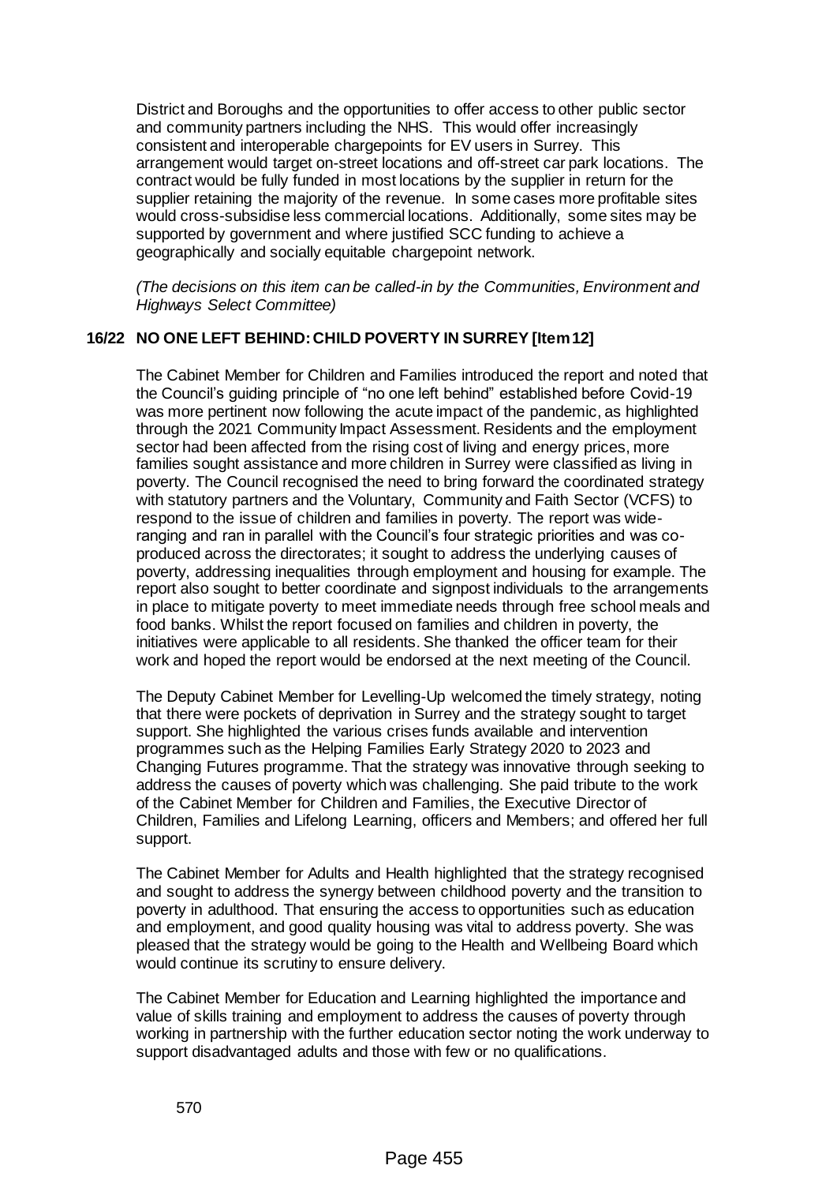District and Boroughs and the opportunities to offer access to other public sector and community partners including the NHS. This would offer increasingly consistent and interoperable chargepoints for EV users in Surrey. This arrangement would target on-street locations and off-street car park locations. The contract would be fully funded in most locations by the supplier in return for the supplier retaining the majority of the revenue. In some cases more profitable sites would cross-subsidise less commercial locations. Additionally, some sites may be supported by government and where justified SCC funding to achieve a geographically and socially equitable chargepoint network.

*(The decisions on this item can be called-in by the Communities, Environment and Highways Select Committee)*

## 16/22 NO ONE LEFT BEHIND: CHILD POVERTY IN SURREY [Item 12]

The Cabinet Member for Children and Families introduced the report and noted that the Council's guiding principle of "no one left behind" established before Covid-19 was more pertinent now following the acute impact of the pandemic, as highlighted through the 2021 Community Impact Assessment. Residents and the employment sector had been affected from the rising cost of living and energy prices, more families sought assistance and more children in Surrey were classified as living in poverty. The Council recognised the need to bring forward the coordinated strategy with statutory partners and the Voluntary, Community and Faith Sector (VCFS) to respond to the issue of children and families in poverty. The report was wide-ranging and ran in parallel with the Council's four strategic priorities and was co-produced across the directorates; it sought to address the underlying causes of poverty, addressing inequalities through employment and housing for example. The report also sought to better coordinate and signpost individuals to the arrangements in place to mitigate poverty to meet immediate needs through free school meals and food banks. Whilst the report focused on families and children in poverty, the initiatives were applicable to all residents. She thanked the officer team for their work and hoped the report would be endorsed at the next meeting of the Council.

The Deputy Cabinet Member for Levelling-Up welcomed the timely strategy, noting that there were pockets of deprivation in Surrey and the strategy sought to target support. She highlighted the various crises funds available and intervention programmes such as the Helping Families Early Strategy 2020 to 2023 and Changing Futures programme. That the strategy was innovative through seeking to address the causes of poverty which was challenging. She paid tribute to the work of the Cabinet Member for Children and Families, the Executive Director of Children, Families and Lifelong Learning, officers and Members; and offered her full support.

The Cabinet Member for Adults and Health highlighted that the strategy recognised and sought to address the synergy between childhood poverty and the transition to poverty in adulthood. That ensuring the access to opportunities such as education and employment, and good quality housing was vital to address poverty. She was pleased that the strategy would be going to the Health and Wellbeing Board which would continue its scrutiny to ensure delivery.

The Cabinet Member for Education and Learning highlighted the importance and value of skills training and employment to address the causes of poverty through working in partnership with the further education sector noting the work underway to support disadvantaged adults and those with few or no qualifications.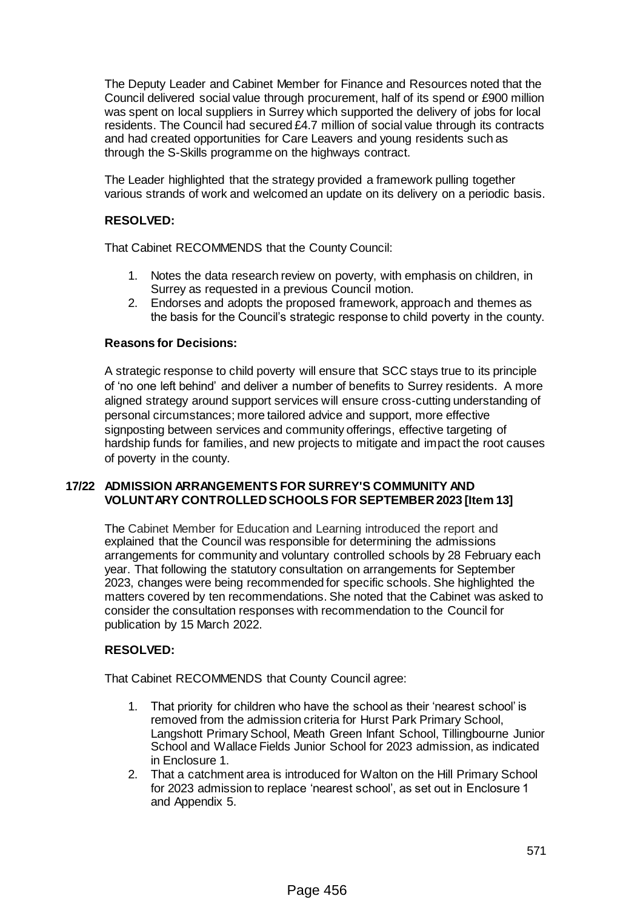The Deputy Leader and Cabinet Member for Finance and Resources noted that the Council delivered social value through procurement, half of its spend or £900 million was spent on local suppliers in Surrey which supported the delivery of jobs for local residents. The Council had secured £4.7 million of social value through its contracts and had created opportunities for Care Leavers and young residents such as through the S-Skills programme on the highways contract.

The Leader highlighted that the strategy provided a framework pulling together various strands of work and welcomed an update on its delivery on a periodic basis.

**RESOLVED:**

That Cabinet RECOMMENDS that the County Council:

1. Notes the data research review on poverty, with emphasis on children, in Surrey as requested in a previous Council motion.
2. Endorses and adopts the proposed framework, approach and themes as the basis for the Council's strategic response to child poverty in the county.

**Reasons for Decisions:**

A strategic response to child poverty will ensure that SCC stays true to its principle of 'no one left behind' and deliver a number of benefits to Surrey residents. A more aligned strategy around support services will ensure cross-cutting understanding of personal circumstances; more tailored advice and support, more effective signposting between services and community offerings, effective targeting of hardship funds for families, and new projects to mitigate and impact the root causes of poverty in the county.

## 17/22 ADMISSION ARRANGEMENTS FOR SURREY'S COMMUNITY AND VOLUNTARY CONTROLLED SCHOOLS FOR SEPTEMBER 2023 [Item 13]

The Cabinet Member for Education and Learning introduced the report and explained that the Council was responsible for determining the admissions arrangements for community and voluntary controlled schools by 28 February each year. That following the statutory consultation on arrangements for September 2023, changes were being recommended for specific schools. She highlighted the matters covered by ten recommendations. She noted that the Cabinet was asked to consider the consultation responses with recommendation to the Council for publication by 15 March 2022.

**RESOLVED:**

That Cabinet RECOMMENDS that County Council agree:

1. That priority for children who have the school as their 'nearest school' is removed from the admission criteria for Hurst Park Primary School, Langshott Primary School, Meath Green Infant School, Tillingbourne Junior School and Wallace Fields Junior School for 2023 admission, as indicated in Enclosure 1.
2. That a catchment area is introduced for Walton on the Hill Primary School for 2023 admission to replace 'nearest school', as set out in Enclosure 1 and Appendix 5.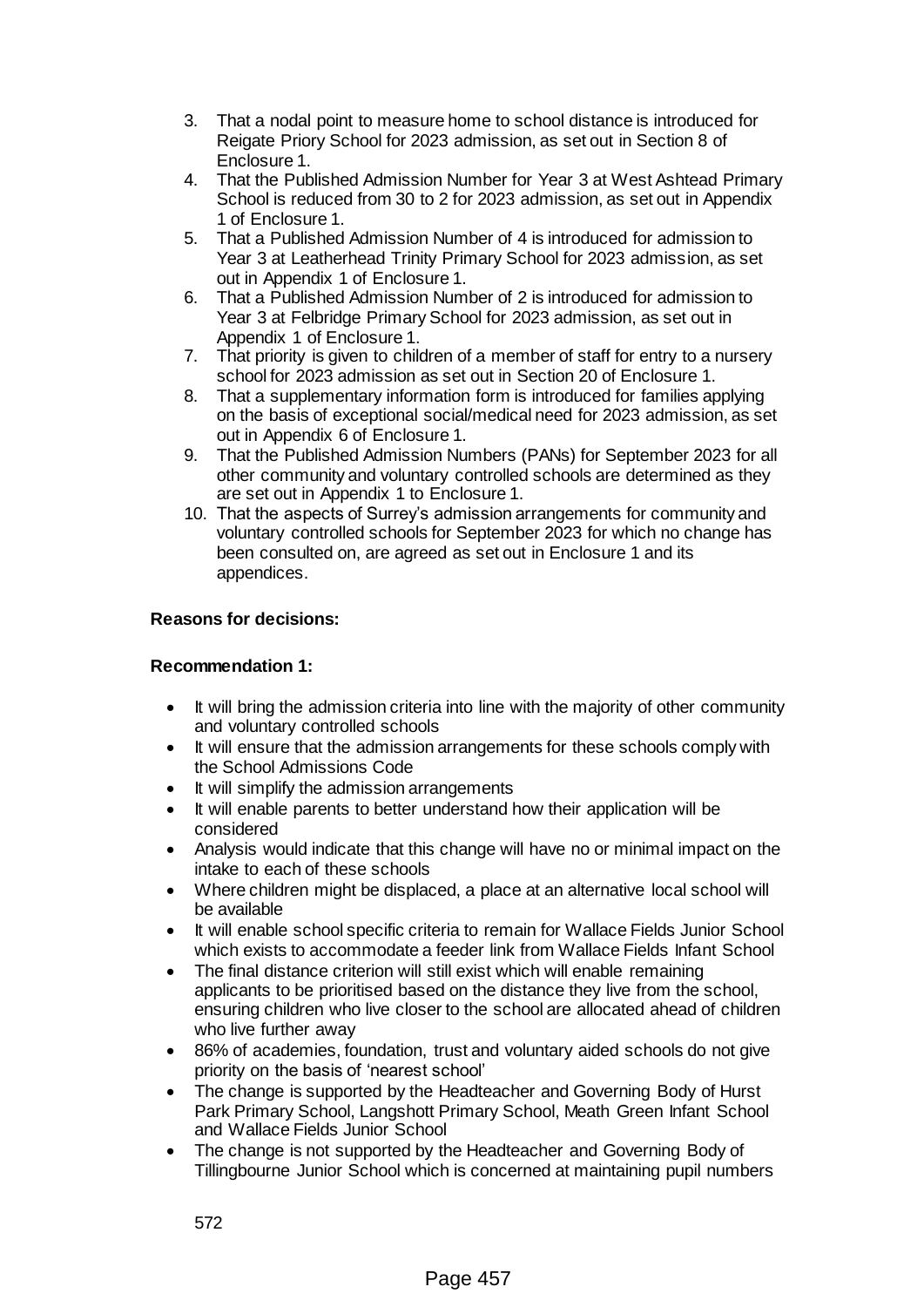3. That a nodal point to measure home to school distance is introduced for Reigate Priory School for 2023 admission, as set out in Section 8 of Enclosure 1.
4. That the Published Admission Number for Year 3 at West Ashtead Primary School is reduced from 30 to 2 for 2023 admission, as set out in Appendix 1 of Enclosure 1.
5. That a Published Admission Number of 4 is introduced for admission to Year 3 at Leatherhead Trinity Primary School for 2023 admission, as set out in Appendix 1 of Enclosure 1.
6. That a Published Admission Number of 2 is introduced for admission to Year 3 at Felbridge Primary School for 2023 admission, as set out in Appendix 1 of Enclosure 1.
7. That priority is given to children of a member of staff for entry to a nursery school for 2023 admission as set out in Section 20 of Enclosure 1.
8. That a supplementary information form is introduced for families applying on the basis of exceptional social/medical need for 2023 admission, as set out in Appendix 6 of Enclosure 1.
9. That the Published Admission Numbers (PANs) for September 2023 for all other community and voluntary controlled schools are determined as they are set out in Appendix 1 to Enclosure 1.
10. That the aspects of Surrey's admission arrangements for community and voluntary controlled schools for September 2023 for which no change has been consulted on, are agreed as set out in Enclosure 1 and its appendices.

**Reasons for decisions:**

**Recommendation 1:**

- It will bring the admission criteria into line with the majority of other community and voluntary controlled schools
- It will ensure that the admission arrangements for these schools comply with the School Admissions Code
- It will simplify the admission arrangements
- It will enable parents to better understand how their application will be considered
- Analysis would indicate that this change will have no or minimal impact on the intake to each of these schools
- Where children might be displaced, a place at an alternative local school will be available
- It will enable school specific criteria to remain for Wallace Fields Junior School which exists to accommodate a feeder link from Wallace Fields Infant School
- The final distance criterion will still exist which will enable remaining applicants to be prioritised based on the distance they live from the school, ensuring children who live closer to the school are allocated ahead of children who live further away
- 86% of academies, foundation, trust and voluntary aided schools do not give priority on the basis of 'nearest school'
- The change is supported by the Headteacher and Governing Body of Hurst Park Primary School, Langshott Primary School, Meath Green Infant School and Wallace Fields Junior School
- The change is not supported by the Headteacher and Governing Body of Tillingbourne Junior School which is concerned at maintaining pupil numbers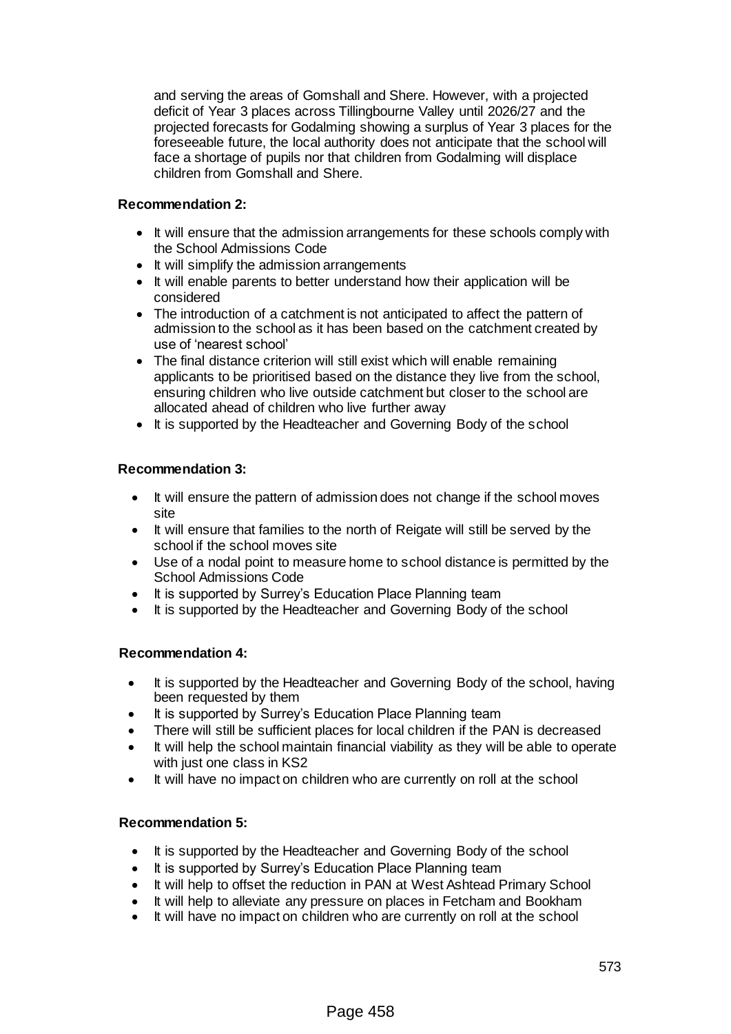and serving the areas of Gomshall and Shere. However, with a projected deficit of Year 3 places across Tillingbourne Valley until 2026/27 and the projected forecasts for Godalming showing a surplus of Year 3 places for the foreseeable future, the local authority does not anticipate that the school will face a shortage of pupils nor that children from Godalming will displace children from Gomshall and Shere.

**Recommendation 2:**

- It will ensure that the admission arrangements for these schools comply with the School Admissions Code
- It will simplify the admission arrangements
- It will enable parents to better understand how their application will be considered
- The introduction of a catchment is not anticipated to affect the pattern of admission to the school as it has been based on the catchment created by use of 'nearest school'
- The final distance criterion will still exist which will enable remaining applicants to be prioritised based on the distance they live from the school, ensuring children who live outside catchment but closer to the school are allocated ahead of children who live further away
- It is supported by the Headteacher and Governing Body of the school

**Recommendation 3:**

- It will ensure the pattern of admission does not change if the school moves site
- It will ensure that families to the north of Reigate will still be served by the school if the school moves site
- Use of a nodal point to measure home to school distance is permitted by the School Admissions Code
- It is supported by Surrey's Education Place Planning team
- It is supported by the Headteacher and Governing Body of the school

**Recommendation 4:**

- It is supported by the Headteacher and Governing Body of the school, having been requested by them
- It is supported by Surrey's Education Place Planning team
- There will still be sufficient places for local children if the PAN is decreased
- It will help the school maintain financial viability as they will be able to operate with just one class in KS2
- It will have no impact on children who are currently on roll at the school

**Recommendation 5:**

- It is supported by the Headteacher and Governing Body of the school
- It is supported by Surrey's Education Place Planning team
- It will help to offset the reduction in PAN at West Ashtead Primary School
- It will help to alleviate any pressure on places in Fetcham and Bookham
- It will have no impact on children who are currently on roll at the school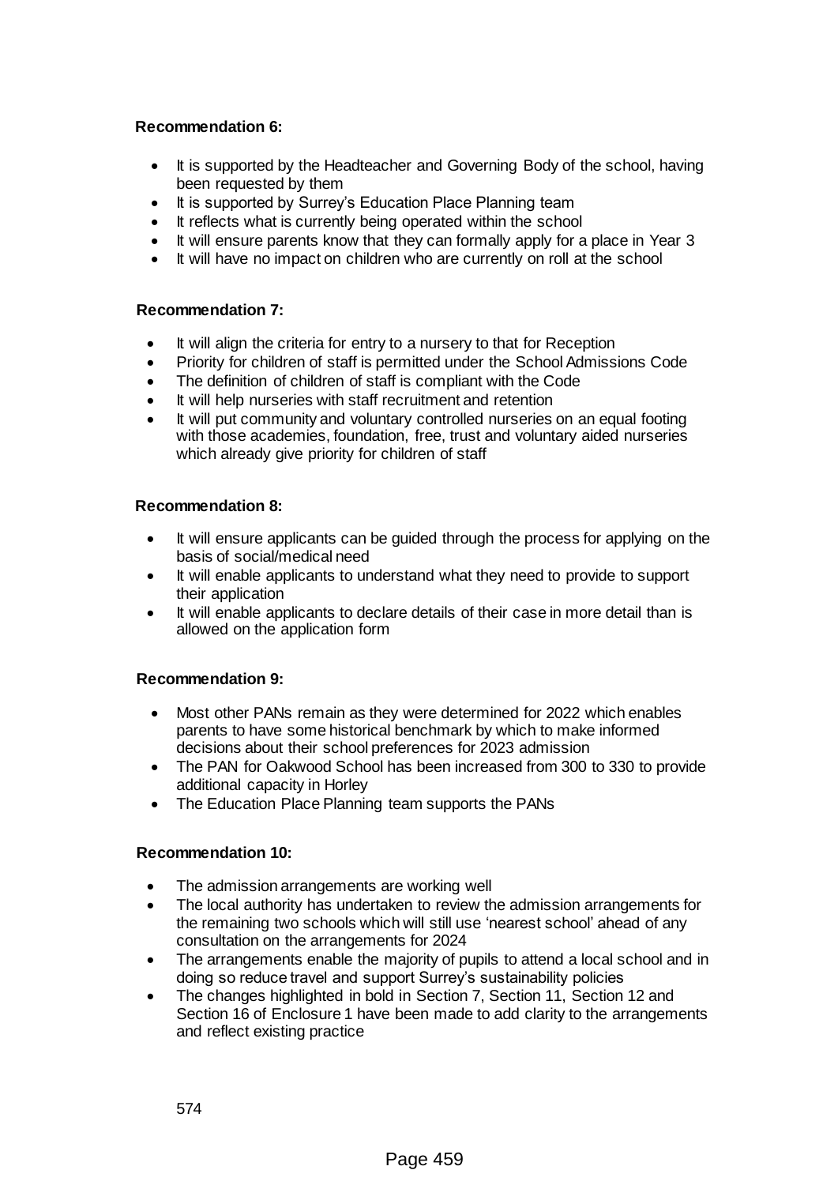**Recommendation 6:**

- It is supported by the Headteacher and Governing Body of the school, having been requested by them
- It is supported by Surrey's Education Place Planning team
- It reflects what is currently being operated within the school
- It will ensure parents know that they can formally apply for a place in Year 3
- It will have no impact on children who are currently on roll at the school

**Recommendation 7:**

- It will align the criteria for entry to a nursery to that for Reception
- Priority for children of staff is permitted under the School Admissions Code
- The definition of children of staff is compliant with the Code
- It will help nurseries with staff recruitment and retention
- It will put community and voluntary controlled nurseries on an equal footing with those academies, foundation, free, trust and voluntary aided nurseries which already give priority for children of staff

**Recommendation 8:**

- It will ensure applicants can be guided through the process for applying on the basis of social/medical need
- It will enable applicants to understand what they need to provide to support their application
- It will enable applicants to declare details of their case in more detail than is allowed on the application form

**Recommendation 9:**

- Most other PANs remain as they were determined for 2022 which enables parents to have some historical benchmark by which to make informed decisions about their school preferences for 2023 admission
- The PAN for Oakwood School has been increased from 300 to 330 to provide additional capacity in Horley
- The Education Place Planning team supports the PANs

**Recommendation 10:**

- The admission arrangements are working well
- The local authority has undertaken to review the admission arrangements for the remaining two schools which will still use 'nearest school' ahead of any consultation on the arrangements for 2024
- The arrangements enable the majority of pupils to attend a local school and in doing so reduce travel and support Surrey's sustainability policies
- The changes highlighted in bold in Section 7, Section 11, Section 12 and Section 16 of Enclosure 1 have been made to add clarity to the arrangements and reflect existing practice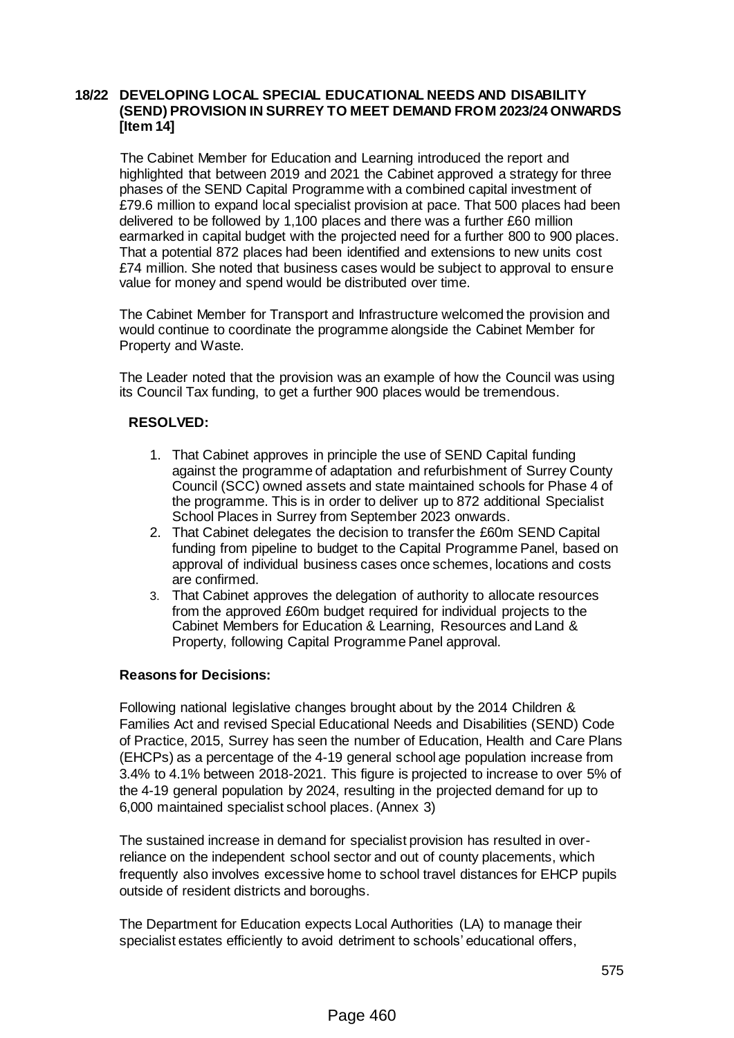## 18/22 DEVELOPING LOCAL SPECIAL EDUCATIONAL NEEDS AND DISABILITY (SEND) PROVISION IN SURREY TO MEET DEMAND FROM 2023/24 ONWARDS [Item 14]

The Cabinet Member for Education and Learning introduced the report and highlighted that between 2019 and 2021 the Cabinet approved a strategy for three phases of the SEND Capital Programme with a combined capital investment of £79.6 million to expand local specialist provision at pace. That 500 places had been delivered to be followed by 1,100 places and there was a further £60 million earmarked in capital budget with the projected need for a further 800 to 900 places. That a potential 872 places had been identified and extensions to new units cost £74 million. She noted that business cases would be subject to approval to ensure value for money and spend would be distributed over time.

The Cabinet Member for Transport and Infrastructure welcomed the provision and would continue to coordinate the programme alongside the Cabinet Member for Property and Waste.

The Leader noted that the provision was an example of how the Council was using its Council Tax funding, to get a further 900 places would be tremendous.

**RESOLVED:**

1. That Cabinet approves in principle the use of SEND Capital funding against the programme of adaptation and refurbishment of Surrey County Council (SCC) owned assets and state maintained schools for Phase 4 of the programme. This is in order to deliver up to 872 additional Specialist School Places in Surrey from September 2023 onwards.
2. That Cabinet delegates the decision to transfer the £60m SEND Capital funding from pipeline to budget to the Capital Programme Panel, based on approval of individual business cases once schemes, locations and costs are confirmed.
3. That Cabinet approves the delegation of authority to allocate resources from the approved £60m budget required for individual projects to the Cabinet Members for Education & Learning, Resources and Land & Property, following Capital Programme Panel approval.

**Reasons for Decisions:**

Following national legislative changes brought about by the 2014 Children & Families Act and revised Special Educational Needs and Disabilities (SEND) Code of Practice, 2015, Surrey has seen the number of Education, Health and Care Plans (EHCPs) as a percentage of the 4-19 general school age population increase from 3.4% to 4.1% between 2018-2021. This figure is projected to increase to over 5% of the 4-19 general population by 2024, resulting in the projected demand for up to 6,000 maintained specialist school places. (Annex 3)

The sustained increase in demand for specialist provision has resulted in over-reliance on the independent school sector and out of county placements, which frequently also involves excessive home to school travel distances for EHCP pupils outside of resident districts and boroughs.

The Department for Education expects Local Authorities (LA) to manage their specialist estates efficiently to avoid detriment to schools' educational offers,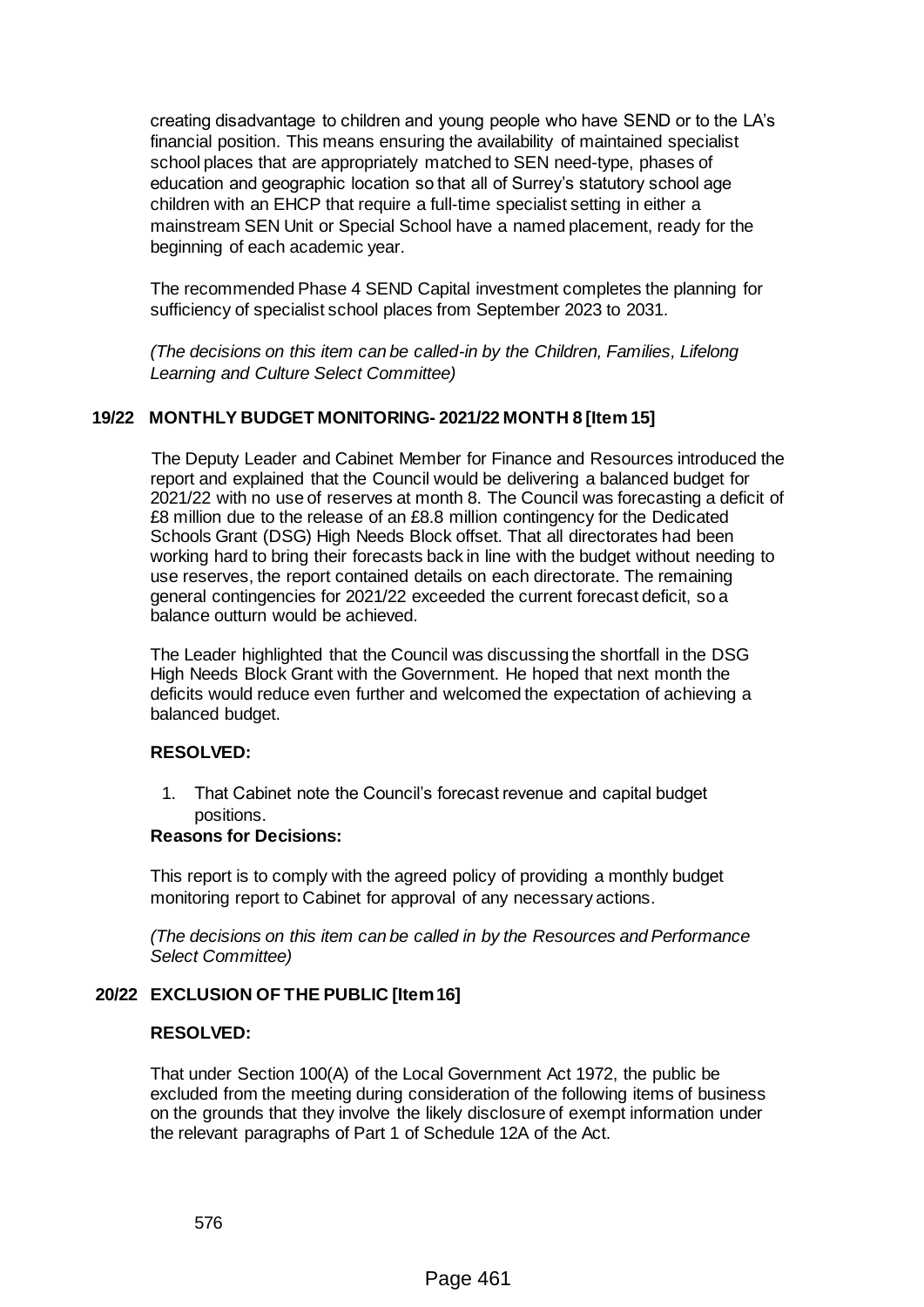creating disadvantage to children and young people who have SEND or to the LA's financial position. This means ensuring the availability of maintained specialist school places that are appropriately matched to SEN need-type, phases of education and geographic location so that all of Surrey's statutory school age children with an EHCP that require a full-time specialist setting in either a mainstream SEN Unit or Special School have a named placement, ready for the beginning of each academic year.

The recommended Phase 4 SEND Capital investment completes the planning for sufficiency of specialist school places from September 2023 to 2031.

*(The decisions on this item can be called-in by the Children, Families, Lifelong Learning and Culture Select Committee)*

## 19/22 MONTHLY BUDGET MONITORING- 2021/22 MONTH 8 [Item 15]

The Deputy Leader and Cabinet Member for Finance and Resources introduced the report and explained that the Council would be delivering a balanced budget for 2021/22 with no use of reserves at month 8. The Council was forecasting a deficit of £8 million due to the release of an £8.8 million contingency for the Dedicated Schools Grant (DSG) High Needs Block offset. That all directorates had been working hard to bring their forecasts back in line with the budget without needing to use reserves, the report contained details on each directorate. The remaining general contingencies for 2021/22 exceeded the current forecast deficit, so a balance outturn would be achieved.

The Leader highlighted that the Council was discussing the shortfall in the DSG High Needs Block Grant with the Government. He hoped that next month the deficits would reduce even further and welcomed the expectation of achieving a balanced budget.

**RESOLVED:**

1. That Cabinet note the Council's forecast revenue and capital budget positions.

**Reasons for Decisions:**

This report is to comply with the agreed policy of providing a monthly budget monitoring report to Cabinet for approval of any necessary actions.

*(The decisions on this item can be called in by the Resources and Performance Select Committee)*

## 20/22 EXCLUSION OF THE PUBLIC [Item 16]

**RESOLVED:**

That under Section 100(A) of the Local Government Act 1972, the public be excluded from the meeting during consideration of the following items of business on the grounds that they involve the likely disclosure of exempt information under the relevant paragraphs of Part 1 of Schedule 12A of the Act.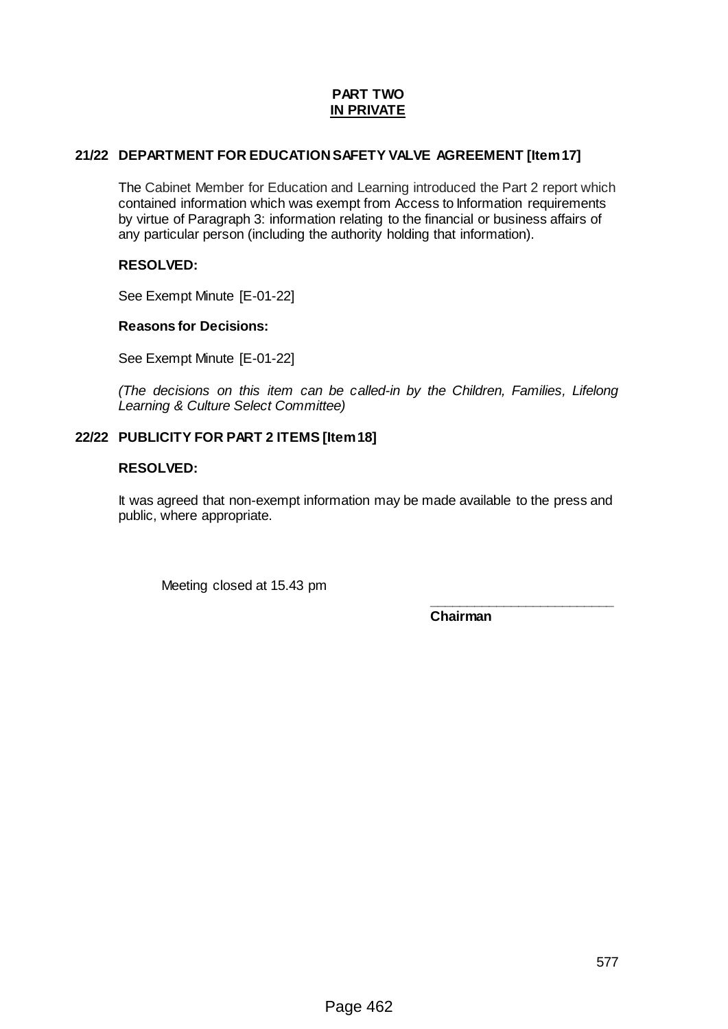**PART TWO**
**IN PRIVATE**

**21/22 DEPARTMENT FOR EDUCATION SAFETY VALVE AGREEMENT [Item 17]**

The Cabinet Member for Education and Learning introduced the Part 2 report which contained information which was exempt from Access to Information requirements by virtue of Paragraph 3: information relating to the financial or business affairs of any particular person (including the authority holding that information).

**RESOLVED:**

See Exempt Minute [E-01-22]

**Reasons for Decisions:**

See Exempt Minute [E-01-22]

*(The decisions on this item can be called-in by the Children, Families, Lifelong Learning & Culture Select Committee)*

**22/22 PUBLICITY FOR PART 2 ITEMS [Item 18]**

**RESOLVED:**

It was agreed that non-exempt information may be made available to the press and public, where appropriate.

Meeting closed at 15.43 pm

\_\_\_\_\_\_\_\_\_\_\_\_\_\_\_\_\_\_\_\_\_\_\_\_\_

**Chairman**